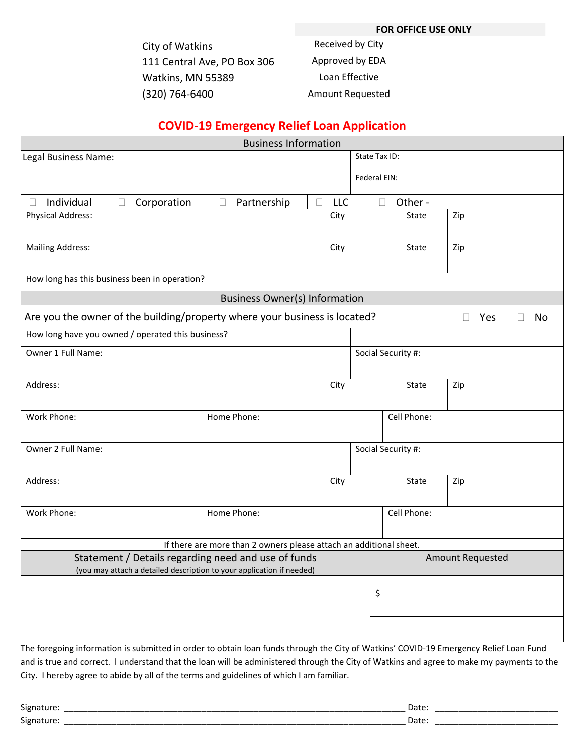City of Watkins
111 Central Ave, PO Box 306
Watkins, MN 55389
(320) 764-6400

| FOR OFFICE USE ONLY |
|---|
| Received by City |
| Approved by EDA |
| Loan Effective |
| Amount Requested |

# COVID-19 Emergency Relief Loan Application

## Business Information

| Legal Business Name: | State Tax ID: |
|---|---|
| | Federal EIN: |

☐ Individual ☐ Corporation ☐ Partnership ☐ LLC ☐ Other -

| Physical Address: | City | State | Zip |
|---|---|---|---|
| Mailing Address: | City | State | Zip |
| How long has this business been in operation? | | | |

## Business Owner(s) Information

Are you the owner of the building/property where your business is located? ☐ Yes ☐ No

| How long have you owned / operated this business? | |
|---|---|
| Owner 1 Full Name: | Social Security #: |

| Address: | City | State | Zip |
|---|---|---|---|

| Work Phone: | Home Phone: | Cell Phone: |
|---|---|---|

| Owner 2 Full Name: | Social Security #: |
|---|---|

| Address: | City | State | Zip |
|---|---|---|---|

| Work Phone: | Home Phone: | Cell Phone: |
|---|---|---|

If there are more than 2 owners please attach an additional sheet.

| Statement / Details regarding need and use of funds (you may attach a detailed description to your application if needed) | Amount Requested |
|---|---|
| | $ |

The foregoing information is submitted in order to obtain loan funds through the City of Watkins' COVID-19 Emergency Relief Loan Fund and is true and correct. I understand that the loan will be administered through the City of Watkins and agree to make my payments to the City. I hereby agree to abide by all of the terms and guidelines of which I am familiar.

Signature: ______________________________ Date: ______________

Signature: ______________________________ Date: ______________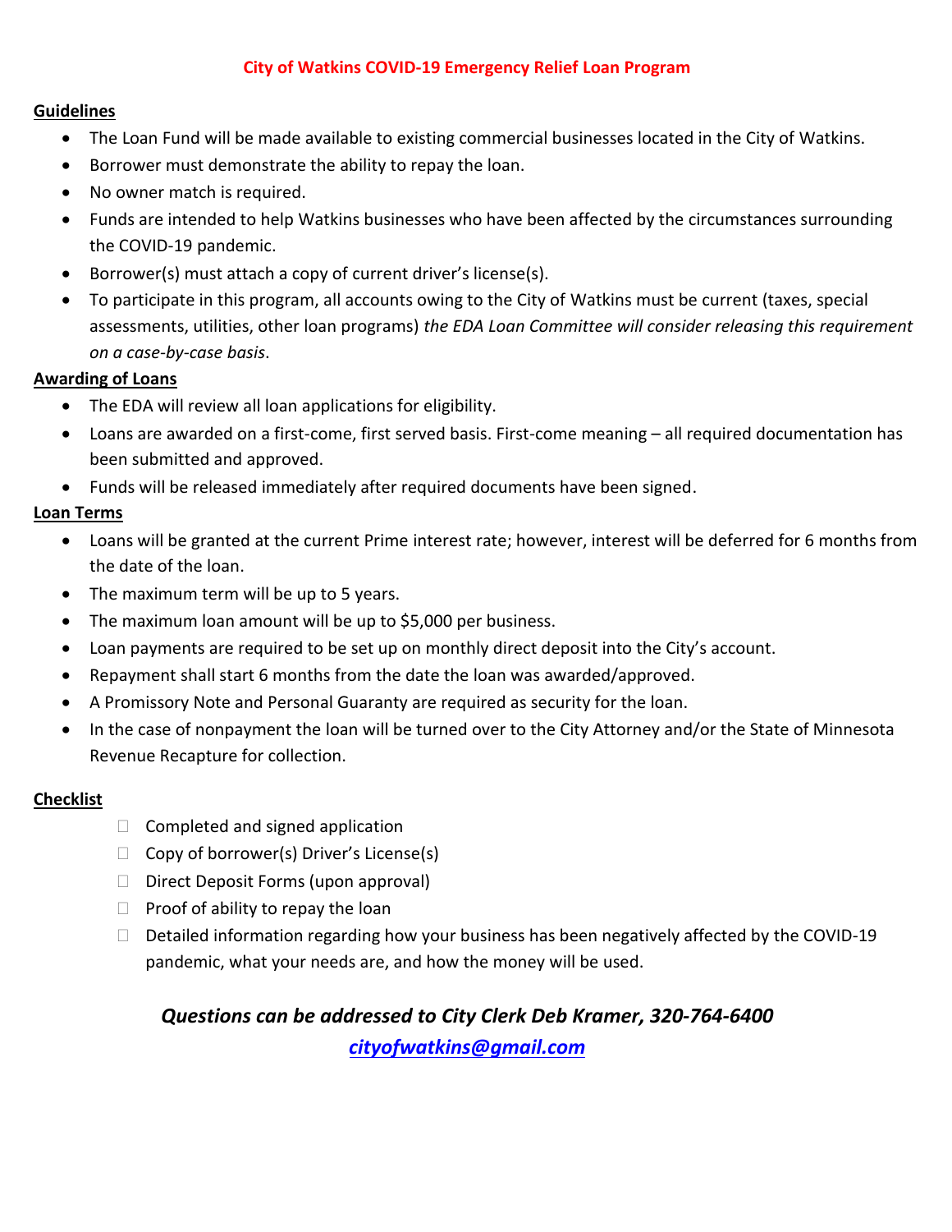# City of Watkins COVID-19 Emergency Relief Loan Program

**Guidelines**

- The Loan Fund will be made available to existing commercial businesses located in the City of Watkins.
- Borrower must demonstrate the ability to repay the loan.
- No owner match is required.
- Funds are intended to help Watkins businesses who have been affected by the circumstances surrounding the COVID-19 pandemic.
- Borrower(s) must attach a copy of current driver's license(s).
- To participate in this program, all accounts owing to the City of Watkins must be current (taxes, special assessments, utilities, other loan programs) *the EDA Loan Committee will consider releasing this requirement on a case-by-case basis*.

**Awarding of Loans**

- The EDA will review all loan applications for eligibility.
- Loans are awarded on a first-come, first served basis. First-come meaning – all required documentation has been submitted and approved.
- Funds will be released immediately after required documents have been signed.

**Loan Terms**

- Loans will be granted at the current Prime interest rate; however, interest will be deferred for 6 months from the date of the loan.
- The maximum term will be up to 5 years.
- The maximum loan amount will be up to $5,000 per business.
- Loan payments are required to be set up on monthly direct deposit into the City's account.
- Repayment shall start 6 months from the date the loan was awarded/approved.
- A Promissory Note and Personal Guaranty are required as security for the loan.
- In the case of nonpayment the loan will be turned over to the City Attorney and/or the State of Minnesota Revenue Recapture for collection.

**Checklist**

- ☐ Completed and signed application
- ☐ Copy of borrower(s) Driver's License(s)
- ☐ Direct Deposit Forms (upon approval)
- ☐ Proof of ability to repay the loan
- ☐ Detailed information regarding how your business has been negatively affected by the COVID-19 pandemic, what your needs are, and how the money will be used.

***Questions can be addressed to City Clerk Deb Kramer, 320-764-6400***

***cityofwatkins@gmail.com***